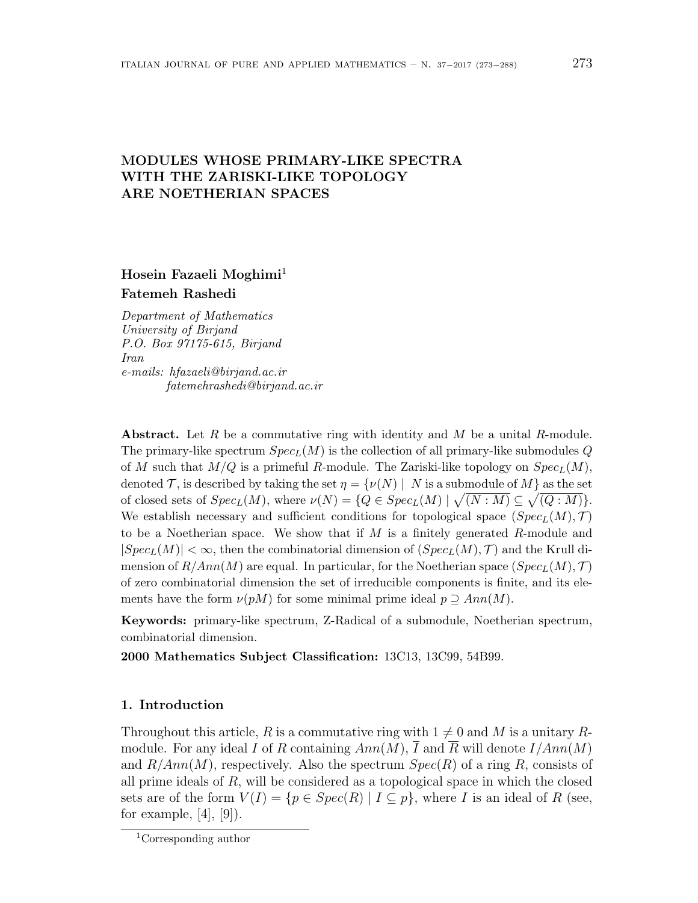# MODULES WHOSE PRIMARY-LIKE SPECTRA WITH THE ZARISKI-LIKE TOPOLOGY ARE NOETHERIAN SPACES

**Hosein Fazaeli Moghimi**[1]

**Fatemeh Rashedi**

*Department of Mathematics*
*University of Birjand*
*P.O. Box 97175-615, Birjand*
*Iran*
*e-mails: hfazaeli@birjand.ac.ir*
*fatemehrashedi@birjand.ac.ir*

**Abstract.** Let $R$ be a commutative ring with identity and $M$ be a unital $R$-module. The primary-like spectrum $Spec_L(M)$ is the collection of all primary-like submodules $Q$ of $M$ such that $M/Q$ is a primeful $R$-module. The Zariski-like topology on $Spec_L(M)$, denoted $\mathcal{T}$, is described by taking the set $\eta = \{\nu(N) \mid N \text{ is a submodule of } M\}$ as the set of closed sets of $Spec_L(M)$, where $\nu(N) = \{Q \in Spec_L(M) \mid \sqrt{(N:M)} \subseteq \sqrt{(Q:M)}\}$. We establish necessary and sufficient conditions for topological space $(Spec_L(M), \mathcal{T})$ to be a Noetherian space. We show that if $M$ is a finitely generated $R$-module and $|Spec_L(M)| < \infty$, then the combinatorial dimension of $(Spec_L(M), \mathcal{T})$ and the Krull dimension of $R/Ann(M)$ are equal. In particular, for the Noetherian space $(Spec_L(M), \mathcal{T})$ of zero combinatorial dimension the set of irreducible components is finite, and its elements have the form $\nu(pM)$ for some minimal prime ideal $p \supseteq Ann(M)$.

**Keywords:** primary-like spectrum, Z-Radical of a submodule, Noetherian spectrum, combinatorial dimension.

**2000 Mathematics Subject Classification:** 13C13, 13C99, 54B99.

## 1. Introduction

Throughout this article, $R$ is a commutative ring with $1 \neq 0$ and $M$ is a unitary $R$-module. For any ideal $I$ of $R$ containing $Ann(M)$, $\overline{I}$ and $\overline{R}$ will denote $I/Ann(M)$ and $R/Ann(M)$, respectively. Also the spectrum $Spec(R)$ of a ring $R$, consists of all prime ideals of $R$, will be considered as a topological space in which the closed sets are of the form $V(I) = \{p \in Spec(R) \mid I \subseteq p\}$, where $I$ is an ideal of $R$ (see, for example, [4], [9]).

[1]Corresponding author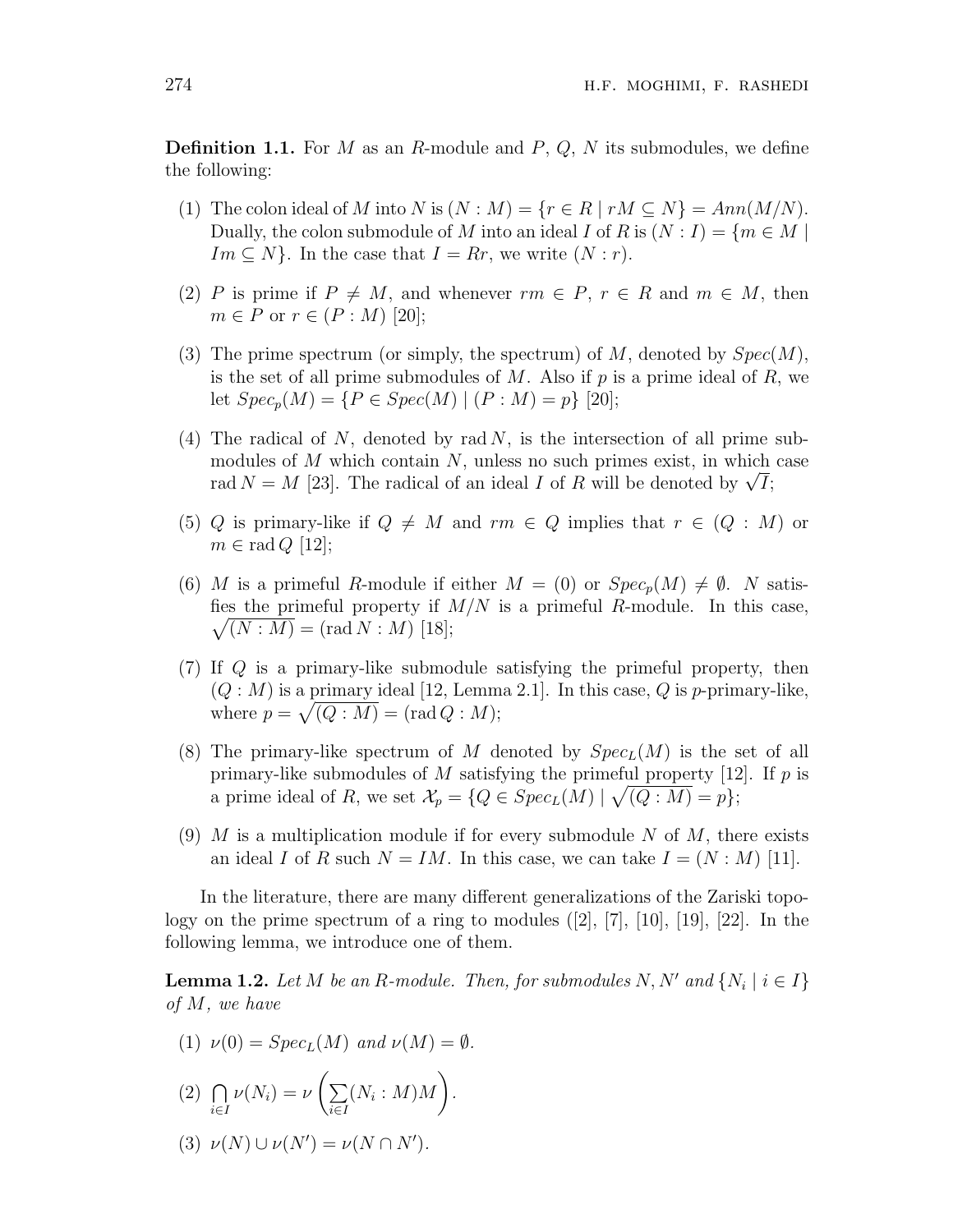**Definition 1.1.** For $M$ as an $R$-module and $P$, $Q$, $N$ its submodules, we define the following:

(1) The colon ideal of $M$ into $N$ is $(N : M) = \{r \in R \mid rM \subseteq N\} = Ann(M/N)$. Dually, the colon submodule of $M$ into an ideal $I$ of $R$ is $(N : I) = \{m \in M \mid Im \subseteq N\}$. In the case that $I = Rr$, we write $(N : r)$.

(2) $P$ is prime if $P \neq M$, and whenever $rm \in P$, $r \in R$ and $m \in M$, then $m \in P$ or $r \in (P : M)$ [20];

(3) The prime spectrum (or simply, the spectrum) of $M$, denoted by $Spec(M)$, is the set of all prime submodules of $M$. Also if $p$ is a prime ideal of $R$, we let $Spec_p(M) = \{P \in Spec(M) \mid (P : M) = p\}$ [20];

(4) The radical of $N$, denoted by $\operatorname{rad} N$, is the intersection of all prime submodules of $M$ which contain $N$, unless no such primes exist, in which case $\operatorname{rad} N = M$ [23]. The radical of an ideal $I$ of $R$ will be denoted by $\sqrt{I}$;

(5) $Q$ is primary-like if $Q \neq M$ and $rm \in Q$ implies that $r \in (Q : M)$ or $m \in \operatorname{rad} Q$ [12];

(6) $M$ is a primeful $R$-module if either $M = (0)$ or $Spec_p(M) \neq \emptyset$. $N$ satisfies the primeful property if $M/N$ is a primeful $R$-module. In this case, $\sqrt{(N : M)} = (\operatorname{rad} N : M)$ [18];

(7) If $Q$ is a primary-like submodule satisfying the primeful property, then $(Q : M)$ is a primary ideal [12, Lemma 2.1]. In this case, $Q$ is $p$-primary-like, where $p = \sqrt{(Q : M)} = (\operatorname{rad} Q : M)$;

(8) The primary-like spectrum of $M$ denoted by $Spec_L(M)$ is the set of all primary-like submodules of $M$ satisfying the primeful property [12]. If $p$ is a prime ideal of $R$, we set $\mathcal{X}_p = \{Q \in Spec_L(M) \mid \sqrt{(Q : M)} = p\}$;

(9) $M$ is a multiplication module if for every submodule $N$ of $M$, there exists an ideal $I$ of $R$ such $N = IM$. In this case, we can take $I = (N : M)$ [11].

In the literature, there are many different generalizations of the Zariski topology on the prime spectrum of a ring to modules ([2], [7], [10], [19], [22]. In the following lemma, we introduce one of them.

**Lemma 1.2.** *Let $M$ be an $R$-module. Then, for submodules $N, N'$ and $\{N_i \mid i \in I\}$ of $M$, we have*

(1) $\nu(0) = Spec_L(M)$ *and* $\nu(M) = \emptyset$.

(2) $\bigcap_{i \in I} \nu(N_i) = \nu\left(\sum_{i \in I}(N_i : M)M\right)$.

(3) $\nu(N) \cup \nu(N') = \nu(N \cap N')$.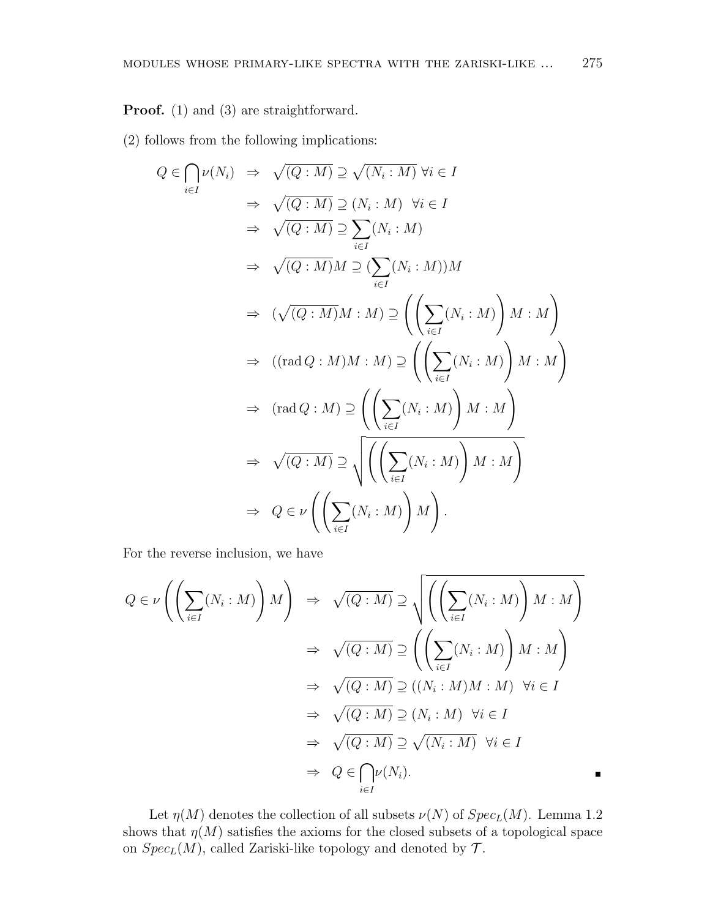**Proof.** (1) and (3) are straightforward.

(2) follows from the following implications:

$$
\begin{aligned}
Q \in \bigcap_{i\in I} \nu(N_i) &\Rightarrow \sqrt{(Q:M)} \supseteq \sqrt{(N_i:M)} \ \forall i \in I \\
&\Rightarrow \sqrt{(Q:M)} \supseteq (N_i:M) \ \ \forall i \in I \\
&\Rightarrow \sqrt{(Q:M)} \supseteq \sum_{i\in I} (N_i:M) \\
&\Rightarrow \sqrt{(Q:M)}M \supseteq (\sum_{i\in I}(N_i:M))M \\
&\Rightarrow (\sqrt{(Q:M)}M:M) \supseteq \left(\left(\sum_{i\in I}(N_i:M)\right)M:M\right) \\
&\Rightarrow ((\operatorname{rad} Q:M)M:M) \supseteq \left(\left(\sum_{i\in I}(N_i:M)\right)M:M\right) \\
&\Rightarrow (\operatorname{rad} Q:M) \supseteq \left(\left(\sum_{i\in I}(N_i:M)\right)M:M\right) \\
&\Rightarrow \sqrt{(Q:M)} \supseteq \sqrt{\left(\left(\sum_{i\in I}(N_i:M)\right)M:M\right)} \\
&\Rightarrow Q \in \nu\left(\left(\sum_{i\in I}(N_i:M)\right)M\right).
\end{aligned}
$$

For the reverse inclusion, we have

$$
\begin{aligned}
Q \in \nu\left(\left(\sum_{i\in I}(N_i:M)\right)M\right) &\Rightarrow \sqrt{(Q:M)} \supseteq \sqrt{\left(\left(\sum_{i\in I}(N_i:M)\right)M:M\right)} \\
&\Rightarrow \sqrt{(Q:M)} \supseteq \left(\left(\sum_{i\in I}(N_i:M)\right)M:M\right) \\
&\Rightarrow \sqrt{(Q:M)} \supseteq ((N_i:M)M:M) \ \ \forall i \in I \\
&\Rightarrow \sqrt{(Q:M)} \supseteq (N_i:M) \ \ \forall i \in I \\
&\Rightarrow \sqrt{(Q:M)} \supseteq \sqrt{(N_i:M)} \ \ \forall i \in I \\
&\Rightarrow Q \in \bigcap_{i\in I} \nu(N_i).
\end{aligned}
$$

■

Let $\eta(M)$ denotes the collection of all subsets $\nu(N)$ of $Spec_L(M)$. Lemma 1.2 shows that $\eta(M)$ satisfies the axioms for the closed subsets of a topological space on $Spec_L(M)$, called Zariski-like topology and denoted by $\mathcal{T}$.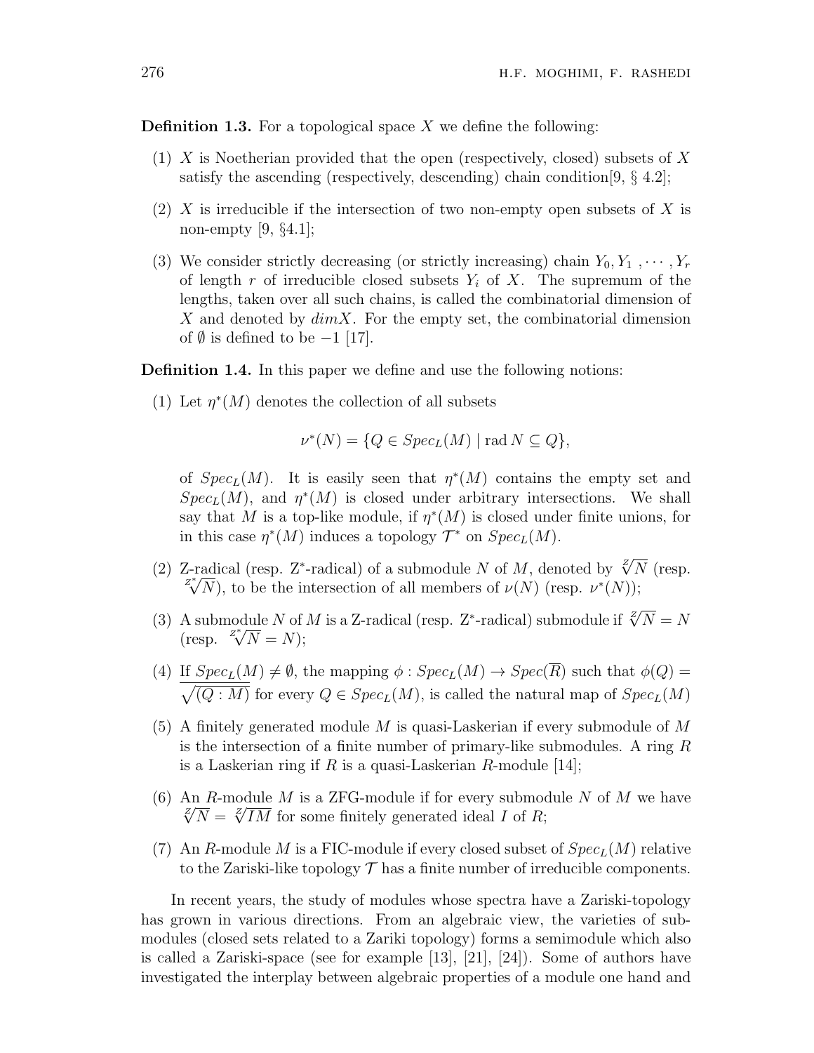**Definition 1.3.** For a topological space $X$ we define the following:

1. $X$ is Noetherian provided that the open (respectively, closed) subsets of $X$ satisfy the ascending (respectively, descending) chain condition[9, § 4.2];
2. $X$ is irreducible if the intersection of two non-empty open subsets of $X$ is non-empty [9, §4.1];
3. We consider strictly decreasing (or strictly increasing) chain $Y_0, Y_1, \cdots, Y_r$ of length $r$ of irreducible closed subsets $Y_i$ of $X$. The supremum of the lengths, taken over all such chains, is called the combinatorial dimension of $X$ and denoted by $dim X$. For the empty set, the combinatorial dimension of $\emptyset$ is defined to be $-1$ [17].

**Definition 1.4.** In this paper we define and use the following notions:

1. Let $\eta^*(M)$ denotes the collection of all subsets
$$\nu^*(N) = \{Q \in Spec_L(M) \mid \text{rad } N \subseteq Q\},$$
of $Spec_L(M)$. It is easily seen that $\eta^*(M)$ contains the empty set and $Spec_L(M)$, and $\eta^*(M)$ is closed under arbitrary intersections. We shall say that $M$ is a top-like module, if $\eta^*(M)$ is closed under finite unions, for in this case $\eta^*(M)$ induces a topology $\mathcal{T}^*$ on $Spec_L(M)$.
2. Z-radical (resp. Z*-radical) of a submodule $N$ of $M$, denoted by $\sqrt[z]{N}$ (resp. $\sqrt[z^*]{N}$), to be the intersection of all members of $\nu(N)$ (resp. $\nu^*(N)$);
3. A submodule $N$ of $M$ is a Z-radical (resp. Z*-radical) submodule if $\sqrt[z]{N} = N$ (resp. $\sqrt[z^*]{N} = N$);
4. If $Spec_L(M) \neq \emptyset$, the mapping $\phi : Spec_L(M) \to Spec(\overline{R})$ such that $\phi(Q) = \overline{\sqrt{(Q : M)}}$ for every $Q \in Spec_L(M)$, is called the natural map of $Spec_L(M)$
5. A finitely generated module $M$ is quasi-Laskerian if every submodule of $M$ is the intersection of a finite number of primary-like submodules. A ring $R$ is a Laskerian ring if $R$ is a quasi-Laskerian $R$-module [14];
6. An $R$-module $M$ is a ZFG-module if for every submodule $N$ of $M$ we have $\sqrt[z]{N} = \sqrt[z]{IM}$ for some finitely generated ideal $I$ of $R$;
7. An $R$-module $M$ is a FIC-module if every closed subset of $Spec_L(M)$ relative to the Zariski-like topology $\mathcal{T}$ has a finite number of irreducible components.

In recent years, the study of modules whose spectra have a Zariski-topology has grown in various directions. From an algebraic view, the varieties of submodules (closed sets related to a Zariki topology) forms a semimodule which also is called a Zariski-space (see for example [13], [21], [24]). Some of authors have investigated the interplay between algebraic properties of a module one hand and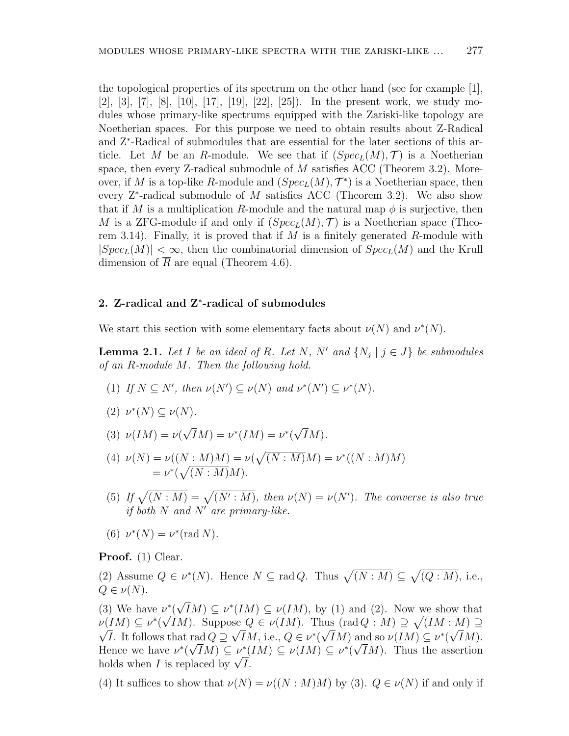the topological properties of its spectrum on the other hand (see for example [1], [2], [3], [7], [8], [10], [17], [19], [22], [25]). In the present work, we study modules whose primary-like spectrums equipped with the Zariski-like topology are Noetherian spaces. For this purpose we need to obtain results about Z-Radical and Z$^*$-Radical of submodules that are essential for the later sections of this article. Let $M$ be an $R$-module. We see that if $(Spec_L(M), \mathcal{T})$ is a Noetherian space, then every Z-radical submodule of $M$ satisfies ACC (Theorem 3.2). Moreover, if $M$ is a top-like $R$-module and $(Spec_L(M), \mathcal{T}^*)$ is a Noetherian space, then every Z$^*$-radical submodule of $M$ satisfies ACC (Theorem 3.2). We also show that if $M$ is a multiplication $R$-module and the natural map $\phi$ is surjective, then $M$ is a ZFG-module if and only if $(Spec_L(M), \mathcal{T})$ is a Noetherian space (Theorem 3.14). Finally, it is proved that if $M$ is a finitely generated $R$-module with $|Spec_L(M)| < \infty$, then the combinatorial dimension of $Spec_L(M)$ and the Krull dimension of $\overline{R}$ are equal (Theorem 4.6).

## 2. Z-radical and Z$^*$-radical of submodules

We start this section with some elementary facts about $\nu(N)$ and $\nu^*(N)$.

**Lemma 2.1.** *Let $I$ be an ideal of $R$. Let $N$, $N'$ and $\{N_j \mid j \in J\}$ be submodules of an $R$-module $M$. Then the following hold.*

1. *If $N \subseteq N'$, then $\nu(N') \subseteq \nu(N)$ and $\nu^*(N') \subseteq \nu^*(N)$.*
2. *$\nu^*(N) \subseteq \nu(N)$.*
3. *$\nu(IM) = \nu(\sqrt{I}M) = \nu^*(IM) = \nu^*(\sqrt{I}M)$.*
4. *$\nu(N) = \nu((N:M)M) = \nu(\sqrt{(N:M)}M) = \nu^*((N:M)M)$ $= \nu^*(\sqrt{(N:M)}M)$.*
5. *If $\sqrt{(N:M)} = \sqrt{(N':M)}$, then $\nu(N) = \nu(N')$. The converse is also true if both $N$ and $N'$ are primary-like.*
6. *$\nu^*(N) = \nu^*(\operatorname{rad} N)$.*

**Proof.** (1) Clear.

(2) Assume $Q \in \nu^*(N)$. Hence $N \subseteq \operatorname{rad} Q$. Thus $\sqrt{(N:M)} \subseteq \sqrt{(Q:M)}$, i.e., $Q \in \nu(N)$.

(3) We have $\nu^*(\sqrt{I}M) \subseteq \nu^*(IM) \subseteq \nu(IM)$, by (1) and (2). Now we show that $\nu(IM) \subseteq \nu^*(\sqrt{I}M)$. Suppose $Q \in \nu(IM)$. Thus $(\operatorname{rad} Q : M) \supseteq \sqrt{(IM:M)} \supseteq \sqrt{I}$. It follows that $\operatorname{rad} Q \supseteq \sqrt{I}M$, i.e., $Q \in \nu^*(\sqrt{I}M)$ and so $\nu(IM) \subseteq \nu^*(\sqrt{I}M)$. Hence we have $\nu^*(\sqrt{I}M) \subseteq \nu^*(IM) \subseteq \nu(IM) \subseteq \nu^*(\sqrt{I}M)$. Thus the assertion holds when $I$ is replaced by $\sqrt{I}$.

(4) It suffices to show that $\nu(N) = \nu((N:M)M)$ by (3). $Q \in \nu(N)$ if and only if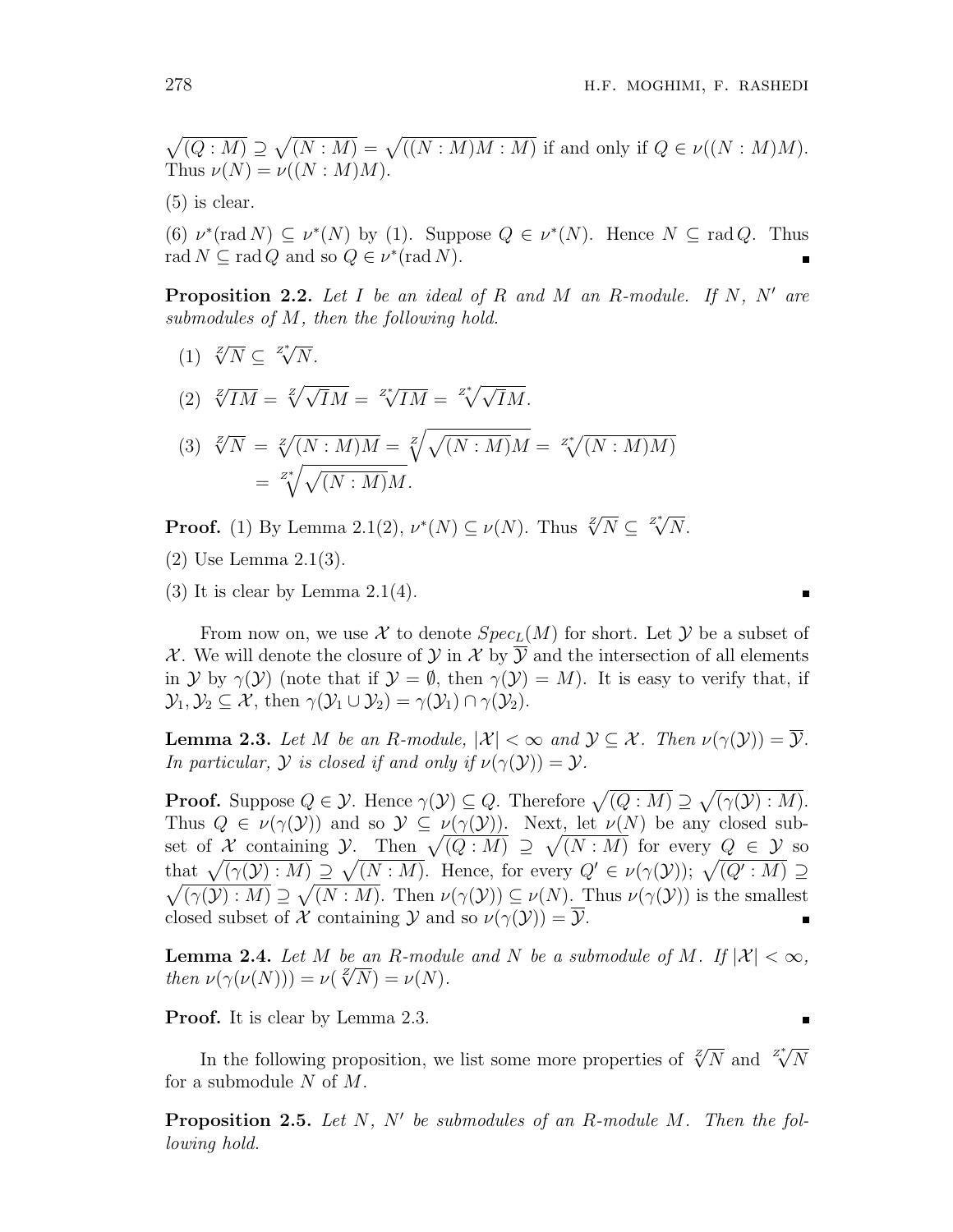$\sqrt{(Q:M)} \supseteq \sqrt{(N:M)} = \sqrt{((N:M)M:M)}$ if and only if $Q \in \nu((N:M)M)$. Thus $\nu(N) = \nu((N:M)M)$.

(5) is clear.

(6) $\nu^*(\operatorname{rad} N) \subseteq \nu^*(N)$ by (1). Suppose $Q \in \nu^*(N)$. Hence $N \subseteq \operatorname{rad} Q$. Thus $\operatorname{rad} N \subseteq \operatorname{rad} Q$ and so $Q \in \nu^*(\operatorname{rad} N)$. ∎

**Proposition 2.2.** *Let $I$ be an ideal of $R$ and $M$ an $R$-module. If $N$, $N'$ are submodules of $M$, then the following hold.*

1. $\sqrt[\mathcal{Z}]{N} \subseteq \sqrt[\mathcal{Z}^*]{N}$.
2. $\sqrt[\mathcal{Z}]{IM} = \sqrt[\mathcal{Z}]{\sqrt{I}M} = \sqrt[\mathcal{Z}^*]{IM} = \sqrt[\mathcal{Z}^*]{\sqrt{I}M}$.
3. $\sqrt[\mathcal{Z}]{N} = \sqrt[\mathcal{Z}]{(N:M)M} = \sqrt[\mathcal{Z}]{\sqrt{(N:M)}M} = \sqrt[\mathcal{Z}^*]{(N:M)M)}$
   $= \sqrt[\mathcal{Z}^*]{\sqrt{(N:M)}M}$.

**Proof.** (1) By Lemma 2.1(2), $\nu^*(N) \subseteq \nu(N)$. Thus $\sqrt[\mathcal{Z}]{N} \subseteq \sqrt[\mathcal{Z}^*]{N}$.

(2) Use Lemma 2.1(3).

(3) It is clear by Lemma 2.1(4). ∎

From now on, we use $\mathcal{X}$ to denote $Spec_L(M)$ for short. Let $\mathcal{Y}$ be a subset of $\mathcal{X}$. We will denote the closure of $\mathcal{Y}$ in $\mathcal{X}$ by $\overline{\mathcal{Y}}$ and the intersection of all elements in $\mathcal{Y}$ by $\gamma(\mathcal{Y})$ (note that if $\mathcal{Y} = \emptyset$, then $\gamma(\mathcal{Y}) = M$). It is easy to verify that, if $\mathcal{Y}_1, \mathcal{Y}_2 \subseteq \mathcal{X}$, then $\gamma(\mathcal{Y}_1 \cup \mathcal{Y}_2) = \gamma(\mathcal{Y}_1) \cap \gamma(\mathcal{Y}_2)$.

**Lemma 2.3.** *Let $M$ be an $R$-module, $|\mathcal{X}| < \infty$ and $\mathcal{Y} \subseteq \mathcal{X}$. Then $\nu(\gamma(\mathcal{Y})) = \overline{\mathcal{Y}}$. In particular, $\mathcal{Y}$ is closed if and only if $\nu(\gamma(\mathcal{Y})) = \mathcal{Y}$.*

**Proof.** Suppose $Q \in \mathcal{Y}$. Hence $\gamma(\mathcal{Y}) \subseteq Q$. Therefore $\sqrt{(Q:M)} \supseteq \sqrt{(\gamma(\mathcal{Y}):M)}$. Thus $Q \in \nu(\gamma(\mathcal{Y}))$ and so $\mathcal{Y} \subseteq \nu(\gamma(\mathcal{Y}))$. Next, let $\nu(N)$ be any closed subset of $\mathcal{X}$ containing $\mathcal{Y}$. Then $\sqrt{(Q:M)} \supseteq \sqrt{(N:M)}$ for every $Q \in \mathcal{Y}$ so that $\sqrt{(\gamma(\mathcal{Y}):M)} \supseteq \sqrt{(N:M)}$. Hence, for every $Q' \in \nu(\gamma(\mathcal{Y}))$; $\sqrt{(Q':M)} \supseteq \sqrt{(\gamma(\mathcal{Y}):M)} \supseteq \sqrt{(N:M)}$. Then $\nu(\gamma(\mathcal{Y})) \subseteq \nu(N)$. Thus $\nu(\gamma(\mathcal{Y}))$ is the smallest closed subset of $\mathcal{X}$ containing $\mathcal{Y}$ and so $\nu(\gamma(\mathcal{Y})) = \overline{\mathcal{Y}}$. ∎

**Lemma 2.4.** *Let $M$ be an $R$-module and $N$ be a submodule of $M$. If $|\mathcal{X}| < \infty$, then $\nu(\gamma(\nu(N))) = \nu(\sqrt[\mathcal{Z}]{N}) = \nu(N)$.*

**Proof.** It is clear by Lemma 2.3. ∎

In the following proposition, we list some more properties of $\sqrt[\mathcal{Z}]{N}$ and $\sqrt[\mathcal{Z}^*]{N}$ for a submodule $N$ of $M$.

**Proposition 2.5.** *Let $N$, $N'$ be submodules of an $R$-module $M$. Then the following hold.*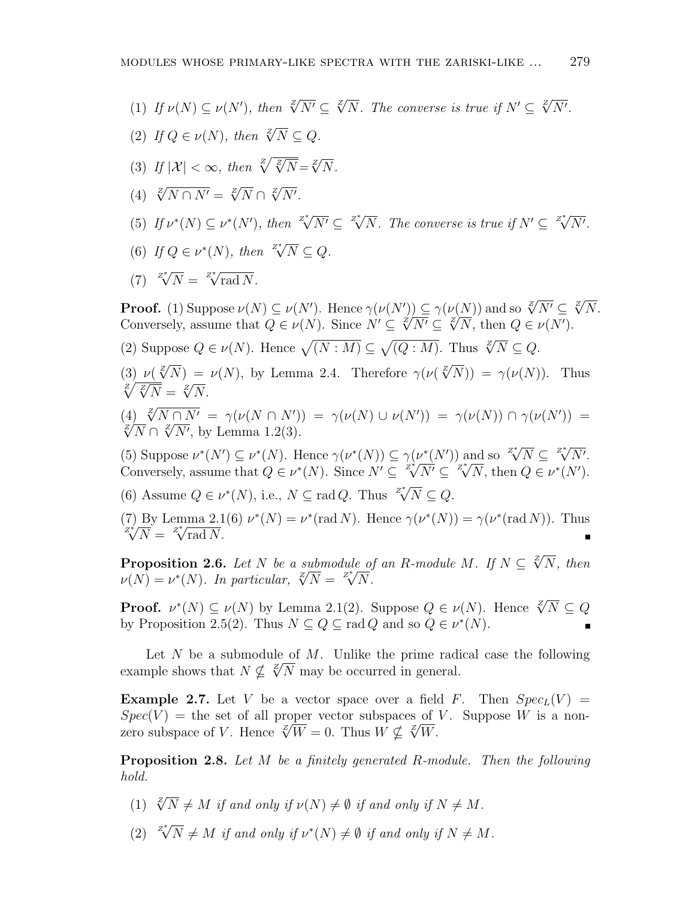(1) *If* $\nu(N) \subseteq \nu(N')$*, then* $\sqrt[Z]{N'} \subseteq \sqrt[Z]{N}$*. The converse is true if* $N' \subseteq \sqrt[Z]{N'}$*.*

(2) *If* $Q \in \nu(N)$*, then* $\sqrt[Z]{N} \subseteq Q$*.*

(3) *If* $|\mathcal{X}| < \infty$*, then* $\sqrt[Z]{\sqrt[Z]{N}} = \sqrt[Z]{N}$*.*

(4) $\sqrt[Z]{N \cap N'} = \sqrt[Z]{N} \cap \sqrt[Z]{N'}$*.*

(5) *If* $\nu^*(N) \subseteq \nu^*(N')$*, then* $\sqrt[Z^*]{N'} \subseteq \sqrt[Z^*]{N}$*. The converse is true if* $N' \subseteq \sqrt[Z^*]{N'}$*.*

(6) *If* $Q \in \nu^*(N)$*, then* $\sqrt[Z^*]{N} \subseteq Q$*.*

(7) $\sqrt[Z^*]{N} = \sqrt[Z^*]{\operatorname{rad} N}$*.*

**Proof.** (1) Suppose $\nu(N) \subseteq \nu(N')$. Hence $\gamma(\nu(N')) \subseteq \gamma(\nu(N))$ and so $\sqrt[Z]{N'} \subseteq \sqrt[Z]{N}$. Conversely, assume that $Q \in \nu(N)$. Since $N' \subseteq \sqrt[Z]{N'} \subseteq \sqrt[Z]{N}$, then $Q \in \nu(N')$.

(2) Suppose $Q \in \nu(N)$. Hence $\sqrt{(N : M)} \subseteq \sqrt{(Q : M)}$. Thus $\sqrt[Z]{N} \subseteq Q$.

(3) $\nu(\sqrt[Z]{N}) = \nu(N)$, by Lemma 2.4. Therefore $\gamma(\nu(\sqrt[Z]{N})) = \gamma(\nu(N))$. Thus $\sqrt[Z]{\sqrt[Z]{N}} = \sqrt[Z]{N}$.

(4) $\sqrt[Z]{N \cap N'} = \gamma(\nu(N \cap N')) = \gamma(\nu(N) \cup \nu(N')) = \gamma(\nu(N)) \cap \gamma(\nu(N')) = \sqrt[Z]{N} \cap \sqrt[Z]{N'}$, by Lemma 1.2(3).

(5) Suppose $\nu^*(N') \subseteq \nu^*(N)$. Hence $\gamma(\nu^*(N)) \subseteq \gamma(\nu^*(N'))$ and so $\sqrt[Z^*]{N} \subseteq \sqrt[Z^*]{N'}$. Conversely, assume that $Q \in \nu^*(N)$. Since $N' \subseteq \sqrt[Z^*]{N'} \subseteq \sqrt[Z^*]{N}$, then $Q \in \nu^*(N')$.

(6) Assume $Q \in \nu^*(N)$, i.e., $N \subseteq \operatorname{rad} Q$. Thus $\sqrt[Z^*]{N} \subseteq Q$.

(7) By Lemma 2.1(6) $\nu^*(N) = \nu^*(\operatorname{rad} N)$. Hence $\gamma(\nu^*(N)) = \gamma(\nu^*(\operatorname{rad} N))$. Thus $\sqrt[Z^*]{N} = \sqrt[Z^*]{\operatorname{rad} N}$. ■

**Proposition 2.6.** *Let* $N$ *be a submodule of an* $R$*-module* $M$*. If* $N \subseteq \sqrt[Z]{N}$*, then* $\nu(N) = \nu^*(N)$*. In particular,* $\sqrt[Z]{N} = \sqrt[Z^*]{N}$*.*

**Proof.** $\nu^*(N) \subseteq \nu(N)$ by Lemma 2.1(2). Suppose $Q \in \nu(N)$. Hence $\sqrt[Z]{N} \subseteq Q$ by Proposition 2.5(2). Thus $N \subseteq Q \subseteq \operatorname{rad} Q$ and so $Q \in \nu^*(N)$. ■

Let $N$ be a submodule of $M$. Unlike the prime radical case the following example shows that $N \nsubseteq \sqrt[Z]{N}$ may be occurred in general.

**Example 2.7.** Let $V$ be a vector space over a field $F$. Then $Spec_L(V) = Spec(V) =$ the set of all proper vector subspaces of $V$. Suppose $W$ is a nonzero subspace of $V$. Hence $\sqrt[Z]{W} = 0$. Thus $W \nsubseteq \sqrt[Z]{W}$.

**Proposition 2.8.** *Let* $M$ *be a finitely generated* $R$*-module. Then the following hold.*

(1) $\sqrt[Z]{N} \neq M$ *if and only if* $\nu(N) \neq \emptyset$ *if and only if* $N \neq M$*.*

(2) $\sqrt[Z^*]{N} \neq M$ *if and only if* $\nu^*(N) \neq \emptyset$ *if and only if* $N \neq M$*.*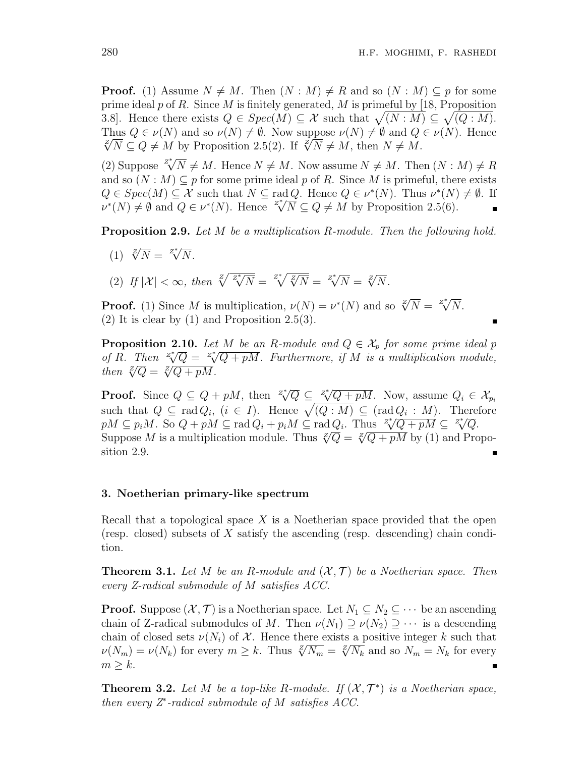**Proof.** (1) Assume $N \neq M$. Then $(N : M) \neq R$ and so $(N : M) \subseteq p$ for some prime ideal $p$ of $R$. Since $M$ is finitely generated, $M$ is primeful by [18, Proposition 3.8]. Hence there exists $Q \in Spec(M) \subseteq \mathcal{X}$ such that $\sqrt{(N : M)} \subseteq \sqrt{(Q : M)}$. Thus $Q \in \nu(N)$ and so $\nu(N) \neq \emptyset$. Now suppose $\nu(N) \neq \emptyset$ and $Q \in \nu(N)$. Hence $\sqrt[Z]{N} \subseteq Q \neq M$ by Proposition 2.5(2). If $\sqrt[Z]{N} \neq M$, then $N \neq M$.

(2) Suppose $\sqrt[Z^*]{N} \neq M$. Hence $N \neq M$. Now assume $N \neq M$. Then $(N : M) \neq R$ and so $(N : M) \subseteq p$ for some prime ideal $p$ of $R$. Since $M$ is primeful, there exists $Q \in Spec(M) \subseteq \mathcal{X}$ such that $N \subseteq \operatorname{rad} Q$. Hence $Q \in \nu^*(N)$. Thus $\nu^*(N) \neq \emptyset$. If $\nu^*(N) \neq \emptyset$ and $Q \in \nu^*(N)$. Hence $\sqrt[Z^*]{N} \subseteq Q \neq M$ by Proposition 2.5(6). ∎

**Proposition 2.9.** *Let $M$ be a multiplication $R$-module. Then the following hold.*

1. $\sqrt[Z]{N} = \sqrt[Z^*]{N}$.
2. *If $|\mathcal{X}| < \infty$, then* $\sqrt[Z]{\sqrt[Z^*]{N}} = \sqrt[Z^*]{\sqrt[Z]{N}} = \sqrt[Z^*]{N} = \sqrt[Z]{N}$.

**Proof.** (1) Since $M$ is multiplication, $\nu(N) = \nu^*(N)$ and so $\sqrt[Z]{N} = \sqrt[Z^*]{N}$.
(2) It is clear by (1) and Proposition 2.5(3). ∎

**Proposition 2.10.** *Let $M$ be an $R$-module and $Q \in \mathcal{X}_p$ for some prime ideal $p$ of $R$. Then $\sqrt[Z^*]{Q} = \sqrt[Z^*]{Q + pM}$. Furthermore, if $M$ is a multiplication module, then $\sqrt[Z]{Q} = \sqrt[Z]{Q + pM}$.*

**Proof.** Since $Q \subseteq Q + pM$, then $\sqrt[Z^*]{Q} \subseteq \sqrt[Z^*]{Q + pM}$. Now, assume $Q_i \in \mathcal{X}_{p_i}$ such that $Q \subseteq \operatorname{rad} Q_i$, $(i \in I)$. Hence $\sqrt{(Q : M)} \subseteq (\operatorname{rad} Q_i : M)$. Therefore $pM \subseteq p_iM$. So $Q + pM \subseteq \operatorname{rad} Q_i + p_iM \subseteq \operatorname{rad} Q_i$. Thus $\sqrt[Z^*]{Q + pM} \subseteq \sqrt[Z^*]{Q}$. Suppose $M$ is a multiplication module. Thus $\sqrt[Z]{Q} = \sqrt[Z]{Q + pM}$ by (1) and Proposition 2.9. ∎

## 3. Noetherian primary-like spectrum

Recall that a topological space $X$ is a Noetherian space provided that the open (resp. closed) subsets of $X$ satisfy the ascending (resp. descending) chain condition.

**Theorem 3.1.** *Let $M$ be an $R$-module and $(\mathcal{X}, \mathcal{T})$ be a Noetherian space. Then every Z-radical submodule of $M$ satisfies ACC.*

**Proof.** Suppose $(\mathcal{X}, \mathcal{T})$ is a Noetherian space. Let $N_1 \subseteq N_2 \subseteq \cdots$ be an ascending chain of Z-radical submodules of $M$. Then $\nu(N_1) \supseteq \nu(N_2) \supseteq \cdots$ is a descending chain of closed sets $\nu(N_i)$ of $\mathcal{X}$. Hence there exists a positive integer $k$ such that $\nu(N_m) = \nu(N_k)$ for every $m \geq k$. Thus $\sqrt[Z]{N_m} = \sqrt[Z]{N_k}$ and so $N_m = N_k$ for every $m \geq k$. ∎

**Theorem 3.2.** *Let $M$ be a top-like $R$-module. If $(\mathcal{X}, \mathcal{T}^*)$ is a Noetherian space, then every Z*-radical submodule of $M$ satisfies ACC.*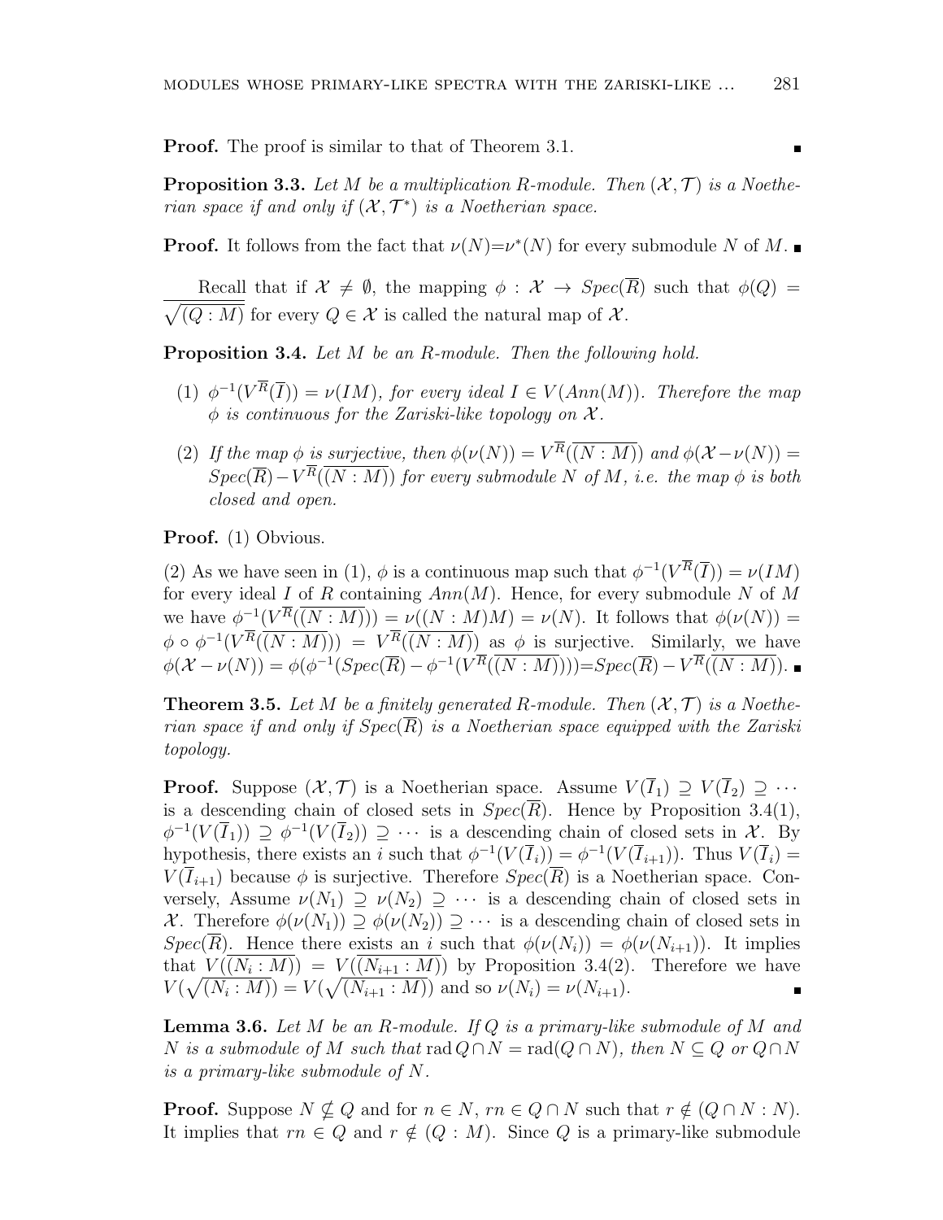**Proof.** The proof is similar to that of Theorem 3.1. $\blacksquare$

**Proposition 3.3.** *Let $M$ be a multiplication $R$-module. Then $(\mathcal{X}, \mathcal{T})$ is a Noetherian space if and only if $(\mathcal{X}, \mathcal{T}^*)$ is a Noetherian space.*

**Proof.** It follows from the fact that $\nu(N)=\nu^*(N)$ for every submodule $N$ of $M$. $\blacksquare$

Recall that if $\mathcal{X} \neq \emptyset$, the mapping $\phi : \mathcal{X} \to Spec(\overline{R})$ such that $\phi(Q) = \overline{\sqrt{(Q : M)}}$ for every $Q \in \mathcal{X}$ is called the natural map of $\mathcal{X}$.

**Proposition 3.4.** *Let $M$ be an $R$-module. Then the following hold.*

1. *$\phi^{-1}(V^{\overline{R}}(\overline{I})) = \nu(IM)$, for every ideal $I \in V(Ann(M))$. Therefore the map $\phi$ is continuous for the Zariski-like topology on $\mathcal{X}$.*
2. *If the map $\phi$ is surjective, then $\phi(\nu(N)) = V^{\overline{R}}(\overline{(N : M)})$ and $\phi(\mathcal{X} - \nu(N)) = Spec(\overline{R}) - V^{\overline{R}}(\overline{(N : M)})$ for every submodule $N$ of $M$, i.e. the map $\phi$ is both closed and open.*

**Proof.** (1) Obvious.

(2) As we have seen in (1), $\phi$ is a continuous map such that $\phi^{-1}(V^{\overline{R}}(\overline{I})) = \nu(IM)$ for every ideal $I$ of $R$ containing $Ann(M)$. Hence, for every submodule $N$ of $M$ we have $\phi^{-1}(V^{\overline{R}}(\overline{(N : M)})) = \nu((N : M)M) = \nu(N)$. It follows that $\phi(\nu(N)) = \phi \circ \phi^{-1}(V^{\overline{R}}(\overline{(N : M)})) = V^{\overline{R}}(\overline{(N : M)})$ as $\phi$ is surjective. Similarly, we have $\phi(\mathcal{X} - \nu(N)) = \phi(\phi^{-1}(Spec(\overline{R}) - \phi^{-1}(V^{\overline{R}}(\overline{(N : M)}))) = Spec(\overline{R}) - V^{\overline{R}}(\overline{(N : M)})$. $\blacksquare$

**Theorem 3.5.** *Let $M$ be a finitely generated $R$-module. Then $(\mathcal{X}, \mathcal{T})$ is a Noetherian space if and only if $Spec(\overline{R})$ is a Noetherian space equipped with the Zariski topology.*

**Proof.** Suppose $(\mathcal{X}, \mathcal{T})$ is a Noetherian space. Assume $V(\overline{I}_1) \supseteq V(\overline{I}_2) \supseteq \cdots$ is a descending chain of closed sets in $Spec(\overline{R})$. Hence by Proposition 3.4(1), $\phi^{-1}(V(\overline{I}_1)) \supseteq \phi^{-1}(V(\overline{I}_2)) \supseteq \cdots$ is a descending chain of closed sets in $\mathcal{X}$. By hypothesis, there exists an $i$ such that $\phi^{-1}(V(\overline{I}_i)) = \phi^{-1}(V(\overline{I}_{i+1}))$. Thus $V(\overline{I}_i) = V(\overline{I}_{i+1})$ because $\phi$ is surjective. Therefore $Spec(\overline{R})$ is a Noetherian space. Conversely, Assume $\nu(N_1) \supseteq \nu(N_2) \supseteq \cdots$ is a descending chain of closed sets in $\mathcal{X}$. Therefore $\phi(\nu(N_1)) \supseteq \phi(\nu(N_2)) \supseteq \cdots$ is a descending chain of closed sets in $Spec(\overline{R})$. Hence there exists an $i$ such that $\phi(\nu(N_i)) = \phi(\nu(N_{i+1}))$. It implies that $V(\overline{(N_i : M)}) = V(\overline{(N_{i+1} : M)})$ by Proposition 3.4(2). Therefore we have $V(\sqrt{(N_i : M)}) = V(\sqrt{(N_{i+1} : M)})$ and so $\nu(N_i) = \nu(N_{i+1})$. $\blacksquare$

**Lemma 3.6.** *Let $M$ be an $R$-module. If $Q$ is a primary-like submodule of $M$ and $N$ is a submodule of $M$ such that $\operatorname{rad} Q \cap N = \operatorname{rad}(Q \cap N)$, then $N \subseteq Q$ or $Q \cap N$ is a primary-like submodule of $N$.*

**Proof.** Suppose $N \nsubseteq Q$ and for $n \in N$, $rn \in Q \cap N$ such that $r \notin (Q \cap N : N)$. It implies that $rn \in Q$ and $r \notin (Q : M)$. Since $Q$ is a primary-like submodule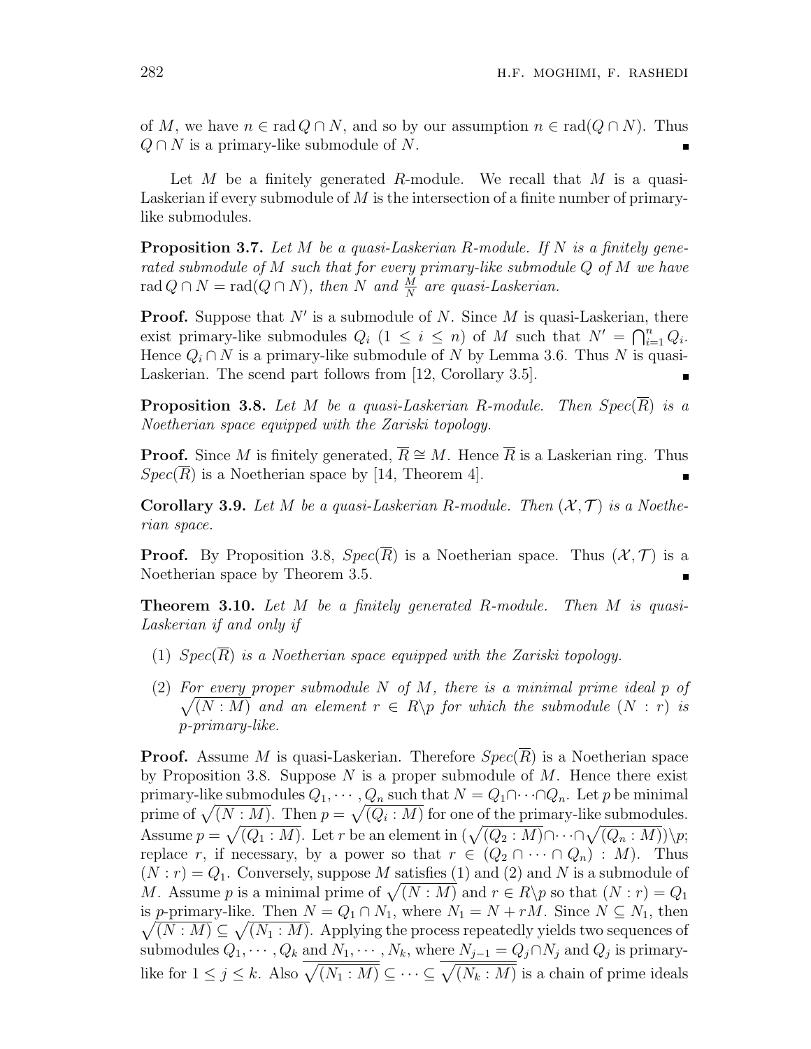of $M$, we have $n \in \operatorname{rad} Q \cap N$, and so by our assumption $n \in \operatorname{rad}(Q \cap N)$. Thus $Q \cap N$ is a primary-like submodule of $N$. ∎

Let $M$ be a finitely generated $R$-module. We recall that $M$ is a quasi-Laskerian if every submodule of $M$ is the intersection of a finite number of primary-like submodules.

**Proposition 3.7.** *Let $M$ be a quasi-Laskerian $R$-module. If $N$ is a finitely generated submodule of $M$ such that for every primary-like submodule $Q$ of $M$ we have $\operatorname{rad} Q \cap N = \operatorname{rad}(Q \cap N)$, then $N$ and $\frac{M}{N}$ are quasi-Laskerian.*

**Proof.** Suppose that $N'$ is a submodule of $N$. Since $M$ is quasi-Laskerian, there exist primary-like submodules $Q_i$ $(1 \leq i \leq n)$ of $M$ such that $N' = \bigcap_{i=1}^{n} Q_i$. Hence $Q_i \cap N$ is a primary-like submodule of $N$ by Lemma 3.6. Thus $N$ is quasi-Laskerian. The scend part follows from [12, Corollary 3.5]. ∎

**Proposition 3.8.** *Let $M$ be a quasi-Laskerian $R$-module. Then $Spec(\overline{R})$ is a Noetherian space equipped with the Zariski topology.*

**Proof.** Since $M$ is finitely generated, $\overline{R} \cong M$. Hence $\overline{R}$ is a Laskerian ring. Thus $Spec(\overline{R})$ is a Noetherian space by [14, Theorem 4]. ∎

**Corollary 3.9.** *Let $M$ be a quasi-Laskerian $R$-module. Then $(\mathcal{X}, \mathcal{T})$ is a Noetherian space.*

**Proof.** By Proposition 3.8, $Spec(\overline{R})$ is a Noetherian space. Thus $(\mathcal{X}, \mathcal{T})$ is a Noetherian space by Theorem 3.5. ∎

**Theorem 3.10.** *Let $M$ be a finitely generated $R$-module. Then $M$ is quasi-Laskerian if and only if*

1. *$Spec(\overline{R})$ is a Noetherian space equipped with the Zariski topology.*
2. *For every proper submodule $N$ of $M$, there is a minimal prime ideal $p$ of $\sqrt{(N : M)}$ and an element $r \in R \backslash p$ for which the submodule $(N : r)$ is $p$-primary-like.*

**Proof.** Assume $M$ is quasi-Laskerian. Therefore $Spec(\overline{R})$ is a Noetherian space by Proposition 3.8. Suppose $N$ is a proper submodule of $M$. Hence there exist primary-like submodules $Q_1, \cdots, Q_n$ such that $N = Q_1 \cap \cdots \cap Q_n$. Let $p$ be minimal prime of $\sqrt{(N : M)}$. Then $p = \sqrt{(Q_i : M)}$ for one of the primary-like submodules. Assume $p = \sqrt{(Q_1 : M)}$. Let $r$ be an element in $(\sqrt{(Q_2 : M)} \cap \cdots \cap \sqrt{(Q_n : M)}) \backslash p$; replace $r$, if necessary, by a power so that $r \in (Q_2 \cap \cdots \cap Q_n) : M)$. Thus $(N : r) = Q_1$. Conversely, suppose $M$ satisfies (1) and (2) and $N$ is a submodule of $M$. Assume $p$ is a minimal prime of $\sqrt{(N : M)}$ and $r \in R \backslash p$ so that $(N : r) = Q_1$ is $p$-primary-like. Then $N = Q_1 \cap N_1$, where $N_1 = N + rM$. Since $N \subseteq N_1$, then $\sqrt{(N : M)} \subseteq \sqrt{(N_1 : M)}$. Applying the process repeatedly yields two sequences of submodules $Q_1, \cdots, Q_k$ and $N_1, \cdots, N_k$, where $N_{j-1} = Q_j \cap N_j$ and $Q_j$ is primary-like for $1 \leq j \leq k$. Also $\sqrt{(N_1 : M)} \subseteq \cdots \subseteq \sqrt{(N_k : M)}$ is a chain of prime ideals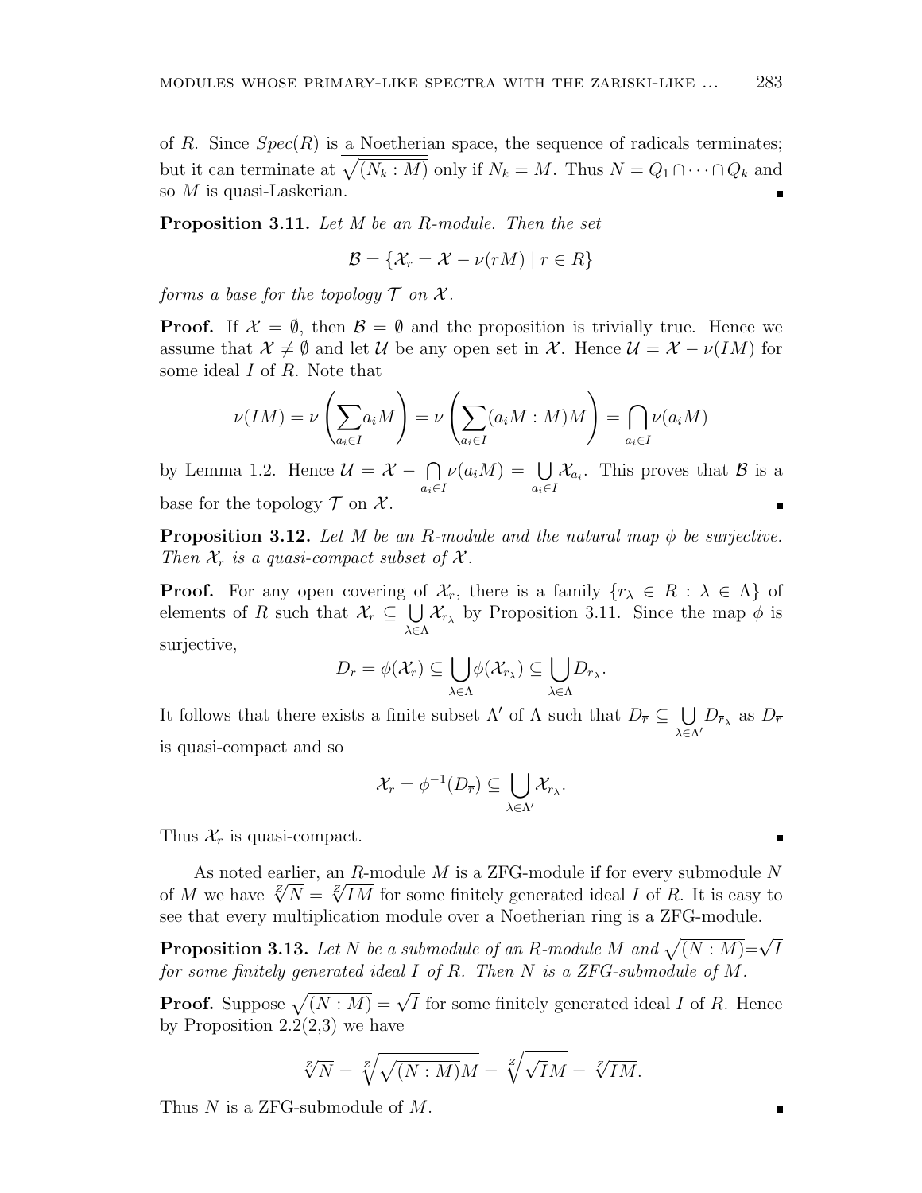of $\overline{R}$. Since $Spec(\overline{R})$ is a Noetherian space, the sequence of radicals terminates; but it can terminate at $\sqrt{(N_k : M)}$ only if $N_k = M$. Thus $N = Q_1 \cap \cdots \cap Q_k$ and so $M$ is quasi-Laskerian. ∎

**Proposition 3.11.** *Let $M$ be an $R$-module. Then the set*

$$\mathcal{B} = \{\mathcal{X}_r = \mathcal{X} - \nu(rM) \mid r \in R\}$$

*forms a base for the topology $\mathcal{T}$ on $\mathcal{X}$.*

**Proof.** If $\mathcal{X} = \emptyset$, then $\mathcal{B} = \emptyset$ and the proposition is trivially true. Hence we assume that $\mathcal{X} \neq \emptyset$ and let $\mathcal{U}$ be any open set in $\mathcal{X}$. Hence $\mathcal{U} = \mathcal{X} - \nu(IM)$ for some ideal $I$ of $R$. Note that

$$\nu(IM) = \nu\left(\sum_{a_i \in I} a_i M\right) = \nu\left(\sum_{a_i \in I} (a_i M : M)M\right) = \bigcap_{a_i \in I} \nu(a_i M)$$

by Lemma 1.2. Hence $\mathcal{U} = \mathcal{X} - \bigcap_{a_i \in I} \nu(a_i M) = \bigcup_{a_i \in I} \mathcal{X}_{a_i}$. This proves that $\mathcal{B}$ is a base for the topology $\mathcal{T}$ on $\mathcal{X}$. ∎

**Proposition 3.12.** *Let $M$ be an $R$-module and the natural map $\phi$ be surjective. Then $\mathcal{X}_r$ is a quasi-compact subset of $\mathcal{X}$.*

**Proof.** For any open covering of $\mathcal{X}_r$, there is a family $\{r_\lambda \in R : \lambda \in \Lambda\}$ of elements of $R$ such that $\mathcal{X}_r \subseteq \bigcup_{\lambda \in \Lambda} \mathcal{X}_{r_\lambda}$ by Proposition 3.11. Since the map $\phi$ is surjective,

$$D_{\overline{r}} = \phi(\mathcal{X}_r) \subseteq \bigcup_{\lambda \in \Lambda} \phi(\mathcal{X}_{r_\lambda}) \subseteq \bigcup_{\lambda \in \Lambda} D_{\overline{r}_\lambda}.$$

It follows that there exists a finite subset $\Lambda'$ of $\Lambda$ such that $D_{\overline{r}} \subseteq \bigcup_{\lambda \in \Lambda'} D_{\overline{r}_\lambda}$ as $D_{\overline{r}}$ is quasi-compact and so

$$\mathcal{X}_r = \phi^{-1}(D_{\overline{r}}) \subseteq \bigcup_{\lambda \in \Lambda'} \mathcal{X}_{r_\lambda}.$$

Thus $\mathcal{X}_r$ is quasi-compact. ∎

As noted earlier, an $R$-module $M$ is a ZFG-module if for every submodule $N$ of $M$ we have $\sqrt[Z]{N} = \sqrt[Z]{IM}$ for some finitely generated ideal $I$ of $R$. It is easy to see that every multiplication module over a Noetherian ring is a ZFG-module.

**Proposition 3.13.** *Let $N$ be a submodule of an $R$-module $M$ and $\sqrt{(N : M)} = \sqrt{I}$ for some finitely generated ideal $I$ of $R$. Then $N$ is a ZFG-submodule of $M$.*

**Proof.** Suppose $\sqrt{(N : M)} = \sqrt{I}$ for some finitely generated ideal $I$ of $R$. Hence by Proposition 2.2(2,3) we have

$$\sqrt[Z]{N} = \sqrt[Z]{\sqrt{(N : M)}M} = \sqrt[Z]{\sqrt{I}M} = \sqrt[Z]{IM}.$$

Thus $N$ is a ZFG-submodule of $M$. ∎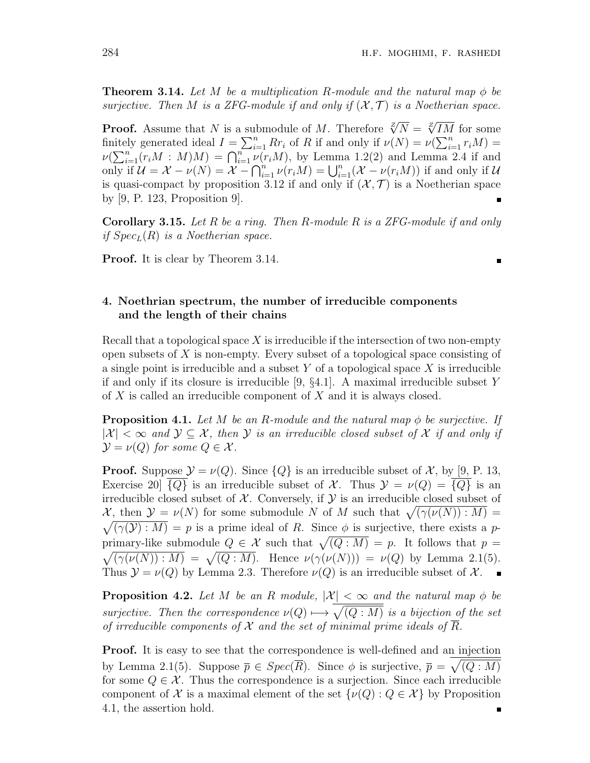**Theorem 3.14.** *Let $M$ be a multiplication $R$-module and the natural map $\phi$ be surjective. Then $M$ is a ZFG-module if and only if $(\mathcal{X}, \mathcal{T})$ is a Noetherian space.*

**Proof.** Assume that $N$ is a submodule of $M$. Therefore $\sqrt[Z]{N} = \sqrt[Z]{IM}$ for some finitely generated ideal $I = \sum_{i=1}^{n} Rr_i$ of $R$ if and only if $\nu(N) = \nu(\sum_{i=1}^{n} r_iM) = \nu(\sum_{i=1}^{n}(r_iM : M)M) = \bigcap_{i=1}^{n} \nu(r_iM)$, by Lemma 1.2(2) and Lemma 2.4 if and only if $\mathcal{U} = \mathcal{X} - \nu(N) = \mathcal{X} - \bigcap_{i=1}^{n} \nu(r_iM) = \bigcup_{i=1}^{n}(\mathcal{X} - \nu(r_iM))$ if and only if $\mathcal{U}$ is quasi-compact by proposition 3.12 if and only if $(\mathcal{X}, \mathcal{T})$ is a Noetherian space by [9, P. 123, Proposition 9]. ∎

**Corollary 3.15.** *Let $R$ be a ring. Then $R$-module $R$ is a ZFG-module if and only if $Spec_L(R)$ is a Noetherian space.*

**Proof.** It is clear by Theorem 3.14. ∎

## 4. Noethrian spectrum, the number of irreducible components and the length of their chains

Recall that a topological space $X$ is irreducible if the intersection of two non-empty open subsets of $X$ is non-empty. Every subset of a topological space consisting of a single point is irreducible and a subset $Y$ of a topological space $X$ is irreducible if and only if its closure is irreducible [9, §4.1]. A maximal irreducible subset $Y$ of $X$ is called an irreducible component of $X$ and it is always closed.

**Proposition 4.1.** *Let $M$ be an $R$-module and the natural map $\phi$ be surjective. If $|\mathcal{X}| < \infty$ and $\mathcal{Y} \subseteq \mathcal{X}$, then $\mathcal{Y}$ is an irreducible closed subset of $\mathcal{X}$ if and only if $\mathcal{Y} = \nu(Q)$ for some $Q \in \mathcal{X}$.*

**Proof.** Suppose $\mathcal{Y} = \nu(Q)$. Since $\{Q\}$ is an irreducible subset of $\mathcal{X}$, by [9, P. 13, Exercise 20] $\overline{\{Q\}}$ is an irreducible subset of $\mathcal{X}$. Thus $\mathcal{Y} = \nu(Q) = \overline{\{Q\}}$ is an irreducible closed subset of $\mathcal{X}$. Conversely, if $\mathcal{Y}$ is an irreducible closed subset of $\mathcal{X}$, then $\mathcal{Y} = \nu(N)$ for some submodule $N$ of $M$ such that $\sqrt{(\gamma(\nu(N)) : M)} = \sqrt{(\gamma(\mathcal{Y}) : M)} = p$ is a prime ideal of $R$. Since $\phi$ is surjective, there exists a $p$-primary-like submodule $Q \in \mathcal{X}$ such that $\sqrt{(Q : M)} = p$. It follows that $p = \sqrt{(\gamma(\nu(N)) : M)} = \sqrt{(Q : M)}$. Hence $\nu(\gamma(\nu(N))) = \nu(Q)$ by Lemma 2.1(5). Thus $\mathcal{Y} = \nu(Q)$ by Lemma 2.3. Therefore $\nu(Q)$ is an irreducible subset of $\mathcal{X}$. ∎

**Proposition 4.2.** *Let $M$ be an $R$ module, $|\mathcal{X}| < \infty$ and the natural map $\phi$ be surjective. Then the correspondence $\nu(Q) \longmapsto \overline{\sqrt{(Q : M)}}$ is a bijection of the set of irreducible components of $\mathcal{X}$ and the set of minimal prime ideals of $\overline{R}$.*

**Proof.** It is easy to see that the correspondence is well-defined and an injection by Lemma 2.1(5). Suppose $\overline{p} \in Spec(\overline{R})$. Since $\phi$ is surjective, $\overline{p} = \overline{\sqrt{(Q : M)}}$ for some $Q \in \mathcal{X}$. Thus the correspondence is a surjection. Since each irreducible component of $\mathcal{X}$ is a maximal element of the set $\{\nu(Q) : Q \in \mathcal{X}\}$ by Proposition 4.1, the assertion hold. ∎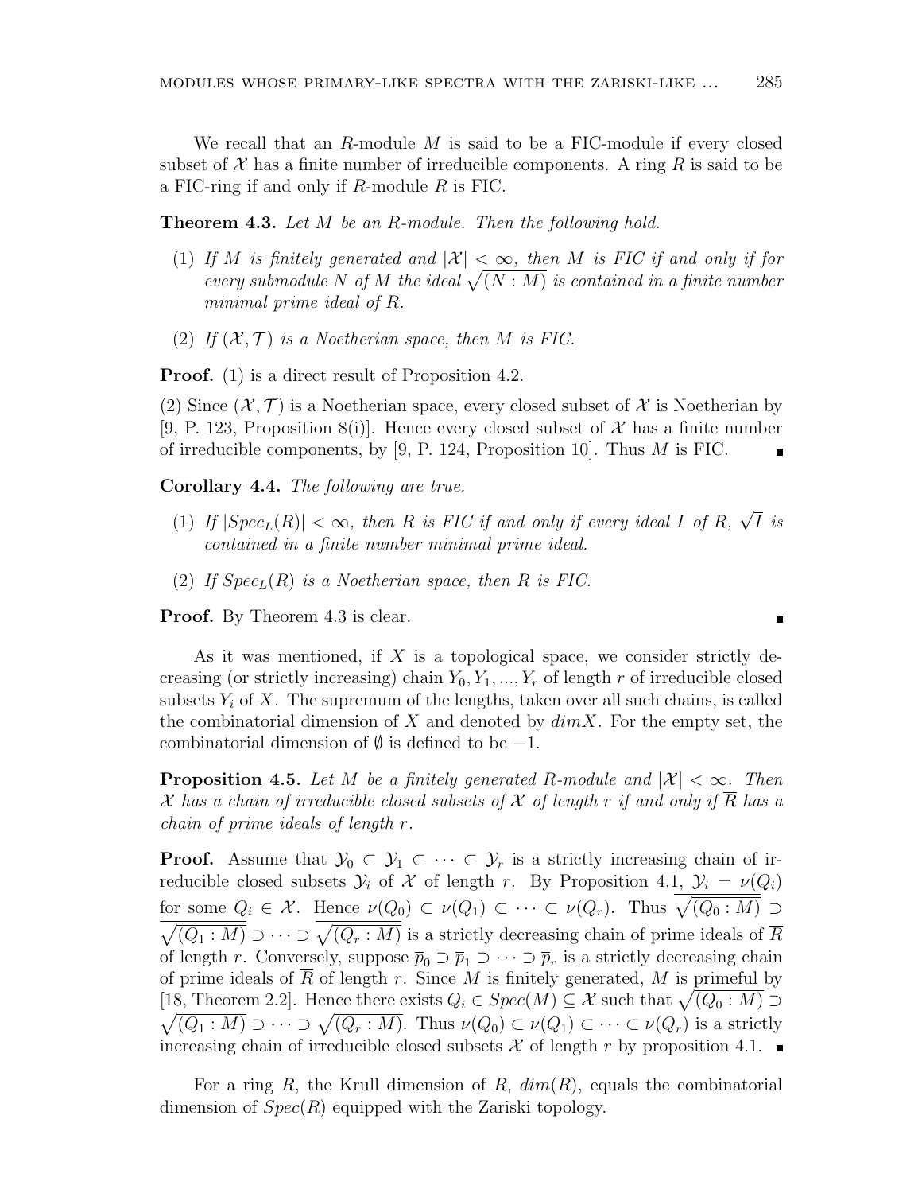We recall that an $R$-module $M$ is said to be a FIC-module if every closed subset of $\mathcal{X}$ has a finite number of irreducible components. A ring $R$ is said to be a FIC-ring if and only if $R$-module $R$ is FIC.

**Theorem 4.3.** *Let $M$ be an $R$-module. Then the following hold.*

1. *If $M$ is finitely generated and $|\mathcal{X}| < \infty$, then $M$ is FIC if and only if for every submodule $N$ of $M$ the ideal $\sqrt{(N : M)}$ is contained in a finite number minimal prime ideal of $R$.*
2. *If $(\mathcal{X}, \mathcal{T})$ is a Noetherian space, then $M$ is FIC.*

**Proof.** (1) is a direct result of Proposition 4.2.

(2) Since $(\mathcal{X}, \mathcal{T})$ is a Noetherian space, every closed subset of $\mathcal{X}$ is Noetherian by [9, P. 123, Proposition 8(i)]. Hence every closed subset of $\mathcal{X}$ has a finite number of irreducible components, by [9, P. 124, Proposition 10]. Thus $M$ is FIC. ∎

**Corollary 4.4.** *The following are true.*

1. *If $|Spec_L(R)| < \infty$, then $R$ is FIC if and only if every ideal $I$ of $R$, $\sqrt{I}$ is contained in a finite number minimal prime ideal.*
2. *If $Spec_L(R)$ is a Noetherian space, then $R$ is FIC.*

**Proof.** By Theorem 4.3 is clear. ∎

As it was mentioned, if $X$ is a topological space, we consider strictly decreasing (or strictly increasing) chain $Y_0, Y_1, ..., Y_r$ of length $r$ of irreducible closed subsets $Y_i$ of $X$. The supremum of the lengths, taken over all such chains, is called the combinatorial dimension of $X$ and denoted by $dim X$. For the empty set, the combinatorial dimension of $\emptyset$ is defined to be $-1$.

**Proposition 4.5.** *Let $M$ be a finitely generated $R$-module and $|\mathcal{X}| < \infty$. Then $\mathcal{X}$ has a chain of irreducible closed subsets of $\mathcal{X}$ of length $r$ if and only if $\overline{R}$ has a chain of prime ideals of length $r$.*

**Proof.** Assume that $\mathcal{Y}_0 \subset \mathcal{Y}_1 \subset \cdots \subset \mathcal{Y}_r$ is a strictly increasing chain of irreducible closed subsets $\mathcal{Y}_i$ of $\mathcal{X}$ of length $r$. By Proposition 4.1, $\mathcal{Y}_i = \nu(Q_i)$ for some $Q_i \in \mathcal{X}$. Hence $\nu(Q_0) \subset \nu(Q_1) \subset \cdots \subset \nu(Q_r)$. Thus $\overline{\sqrt{(Q_0 : M)}} \supset \overline{\sqrt{(Q_1 : M)}} \supset \cdots \supset \overline{\sqrt{(Q_r : M)}}$ is a strictly decreasing chain of prime ideals of $\overline{R}$ of length $r$. Conversely, suppose $\overline{p}_0 \supset \overline{p}_1 \supset \cdots \supset \overline{p}_r$ is a strictly decreasing chain of prime ideals of $\overline{R}$ of length $r$. Since $M$ is finitely generated, $M$ is primeful by [18, Theorem 2.2]. Hence there exists $Q_i \in Spec(M) \subseteq \mathcal{X}$ such that $\overline{\sqrt{(Q_0 : M)}} \supset \overline{\sqrt{(Q_1 : M)}} \supset \cdots \supset \overline{\sqrt{(Q_r : M)}}$. Thus $\nu(Q_0) \subset \nu(Q_1) \subset \cdots \subset \nu(Q_r)$ is a strictly increasing chain of irreducible closed subsets $\mathcal{X}$ of length $r$ by proposition 4.1. ∎

For a ring $R$, the Krull dimension of $R$, $dim(R)$, equals the combinatorial dimension of $Spec(R)$ equipped with the Zariski topology.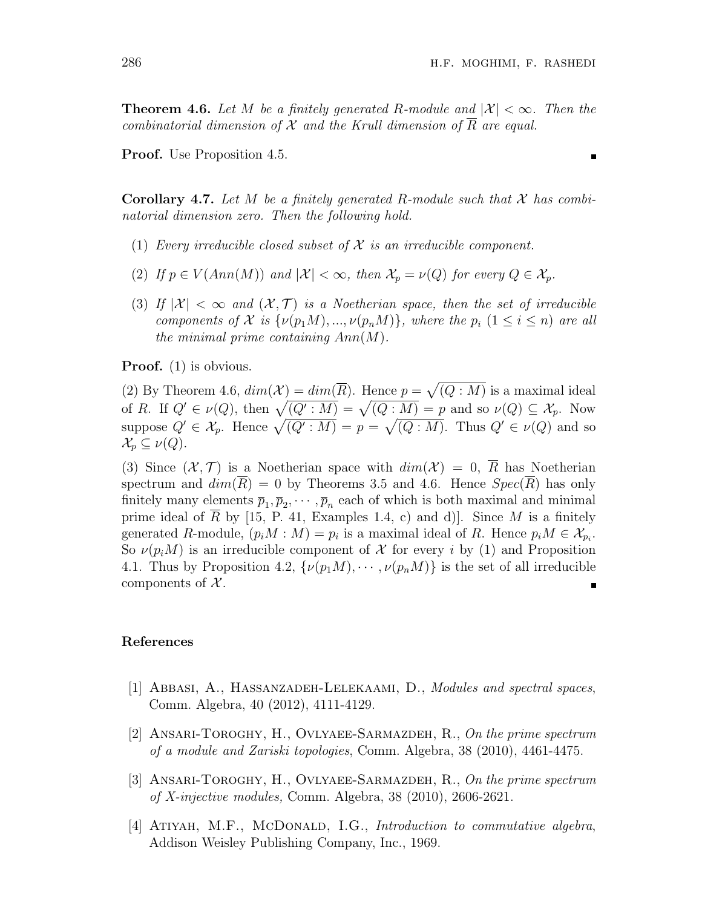**Theorem 4.6.** *Let $M$ be a finitely generated $R$-module and $|\mathcal{X}| < \infty$. Then the combinatorial dimension of $\mathcal{X}$ and the Krull dimension of $\overline{R}$ are equal.*

**Proof.** Use Proposition 4.5. ∎

**Corollary 4.7.** *Let $M$ be a finitely generated $R$-module such that $\mathcal{X}$ has combinatorial dimension zero. Then the following hold.*

1. *Every irreducible closed subset of $\mathcal{X}$ is an irreducible component.*
2. *If $p \in V(Ann(M))$ and $|\mathcal{X}| < \infty$, then $\mathcal{X}_p = \nu(Q)$ for every $Q \in \mathcal{X}_p$.*
3. *If $|\mathcal{X}| < \infty$ and $(\mathcal{X}, \mathcal{T})$ is a Noetherian space, then the set of irreducible components of $\mathcal{X}$ is $\{\nu(p_1M), ..., \nu(p_nM)\}$, where the $p_i$ $(1 \leq i \leq n)$ are all the minimal prime containing $Ann(M)$.*

**Proof.** (1) is obvious.

(2) By Theorem 4.6, $dim(\mathcal{X}) = dim(\overline{R})$. Hence $p = \sqrt{(Q : M)}$ is a maximal ideal of $R$. If $Q' \in \nu(Q)$, then $\sqrt{(Q' : M)} = \sqrt{(Q : M)} = p$ and so $\nu(Q) \subseteq \mathcal{X}_p$. Now suppose $Q' \in \mathcal{X}_p$. Hence $\sqrt{(Q' : M)} = p = \sqrt{(Q : M)}$. Thus $Q' \in \nu(Q)$ and so $\mathcal{X}_p \subseteq \nu(Q)$.

(3) Since $(\mathcal{X}, \mathcal{T})$ is a Noetherian space with $dim(\mathcal{X}) = 0$, $\overline{R}$ has Noetherian spectrum and $dim(\overline{R}) = 0$ by Theorems 3.5 and 4.6. Hence $Spec(\overline{R})$ has only finitely many elements $\overline{p}_1, \overline{p}_2, \cdots, \overline{p}_n$ each of which is both maximal and minimal prime ideal of $\overline{R}$ by [15, P. 41, Examples 1.4, c) and d)]. Since $M$ is a finitely generated $R$-module, $(p_iM : M) = p_i$ is a maximal ideal of $R$. Hence $p_iM \in \mathcal{X}_{p_i}$. So $\nu(p_iM)$ is an irreducible component of $\mathcal{X}$ for every $i$ by (1) and Proposition 4.1. Thus by Proposition 4.2, $\{\nu(p_1M), \cdots, \nu(p_nM)\}$ is the set of all irreducible components of $\mathcal{X}$. ∎

## References

[1] Abbasi, A., Hassanzadeh-Lelekaami, D., *Modules and spectral spaces*, Comm. Algebra, 40 (2012), 4111-4129.

[2] Ansari-Toroghy, H., Ovlyaee-Sarmazdeh, R., *On the prime spectrum of a module and Zariski topologies*, Comm. Algebra, 38 (2010), 4461-4475.

[3] Ansari-Toroghy, H., Ovlyaee-Sarmazdeh, R., *On the prime spectrum of X-injective modules,* Comm. Algebra, 38 (2010), 2606-2621.

[4] Atiyah, M.F., McDonald, I.G., *Introduction to commutative algebra*, Addison Weisley Publishing Company, Inc., 1969.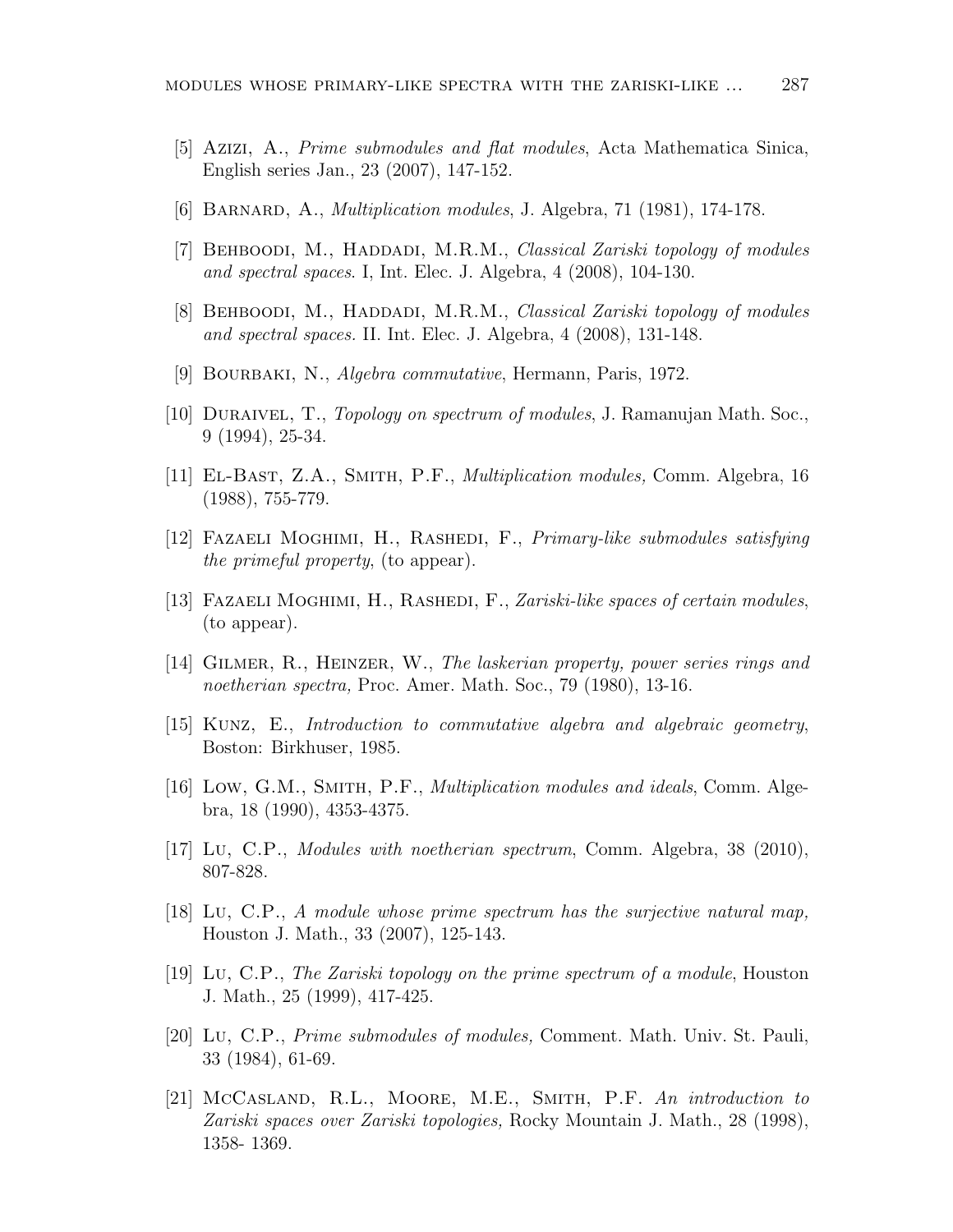[5] Azizi, A., *Prime submodules and flat modules*, Acta Mathematica Sinica, English series Jan., 23 (2007), 147-152.

[6] Barnard, A., *Multiplication modules*, J. Algebra, 71 (1981), 174-178.

[7] Behboodi, M., Haddadi, M.R.M., *Classical Zariski topology of modules and spectral spaces*. I, Int. Elec. J. Algebra, 4 (2008), 104-130.

[8] Behboodi, M., Haddadi, M.R.M., *Classical Zariski topology of modules and spectral spaces.* II. Int. Elec. J. Algebra, 4 (2008), 131-148.

[9] Bourbaki, N., *Algebra commutative*, Hermann, Paris, 1972.

[10] Duraivel, T., *Topology on spectrum of modules*, J. Ramanujan Math. Soc., 9 (1994), 25-34.

[11] El-Bast, Z.A., Smith, P.F., *Multiplication modules,* Comm. Algebra, 16 (1988), 755-779.

[12] Fazaeli Moghimi, H., Rashedi, F., *Primary-like submodules satisfying the primeful property*, (to appear).

[13] Fazaeli Moghimi, H., Rashedi, F., *Zariski-like spaces of certain modules*, (to appear).

[14] Gilmer, R., Heinzer, W., *The laskerian property, power series rings and noetherian spectra,* Proc. Amer. Math. Soc., 79 (1980), 13-16.

[15] Kunz, E., *Introduction to commutative algebra and algebraic geometry*, Boston: Birkhuser, 1985.

[16] Low, G.M., Smith, P.F., *Multiplication modules and ideals*, Comm. Algebra, 18 (1990), 4353-4375.

[17] Lu, C.P., *Modules with noetherian spectrum*, Comm. Algebra, 38 (2010), 807-828.

[18] Lu, C.P., *A module whose prime spectrum has the surjective natural map,* Houston J. Math., 33 (2007), 125-143.

[19] Lu, C.P., *The Zariski topology on the prime spectrum of a module*, Houston J. Math., 25 (1999), 417-425.

[20] Lu, C.P., *Prime submodules of modules,* Comment. Math. Univ. St. Pauli, 33 (1984), 61-69.

[21] McCasland, R.L., Moore, M.E., Smith, P.F. *An introduction to Zariski spaces over Zariski topologies,* Rocky Mountain J. Math., 28 (1998), 1358- 1369.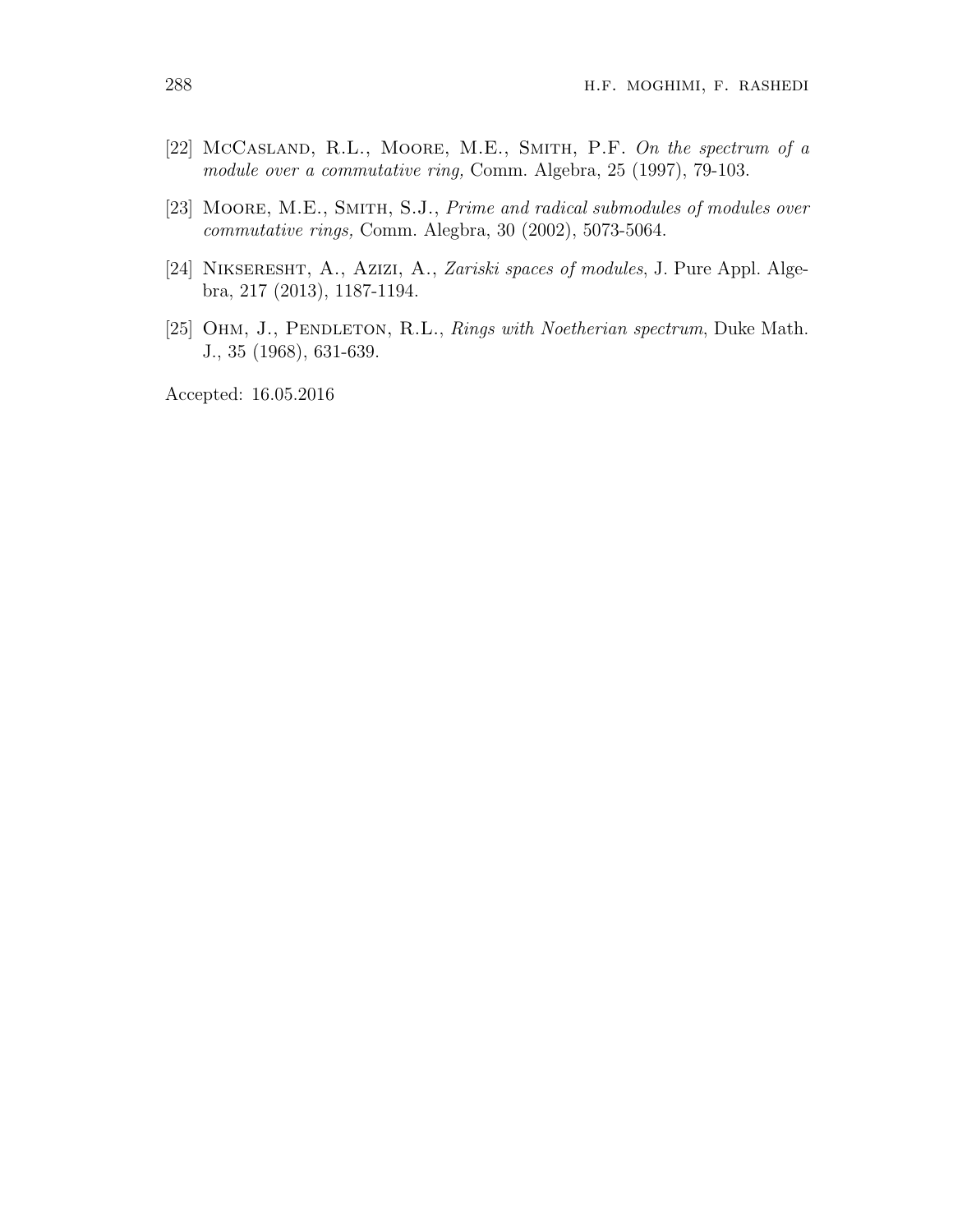[22] McCasland, R.L., Moore, M.E., Smith, P.F. *On the spectrum of a module over a commutative ring,* Comm. Algebra, 25 (1997), 79-103.

[23] Moore, M.E., Smith, S.J., *Prime and radical submodules of modules over commutative rings,* Comm. Alegbra, 30 (2002), 5073-5064.

[24] Nikseresht, A., Azizi, A., *Zariski spaces of modules*, J. Pure Appl. Algebra, 217 (2013), 1187-1194.

[25] Ohm, J., Pendleton, R.L., *Rings with Noetherian spectrum*, Duke Math. J., 35 (1968), 631-639.

Accepted: 16.05.2016